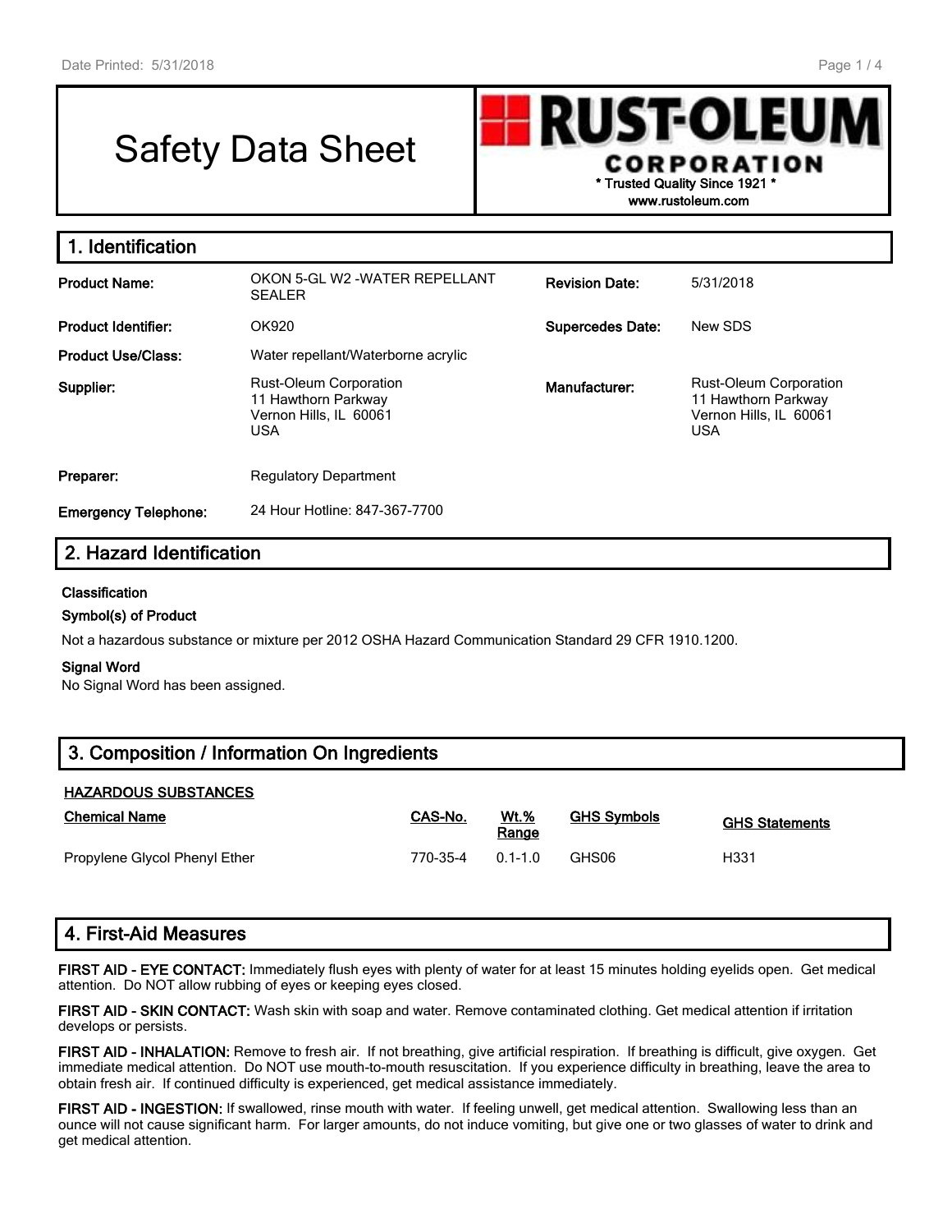# Safety Data Sheet

**RUST-OLEUM CORPORATION**
**\* Trusted Quality Since 1921 \***
**www.rustoleum.com**

## 1. Identification

| | | | |
|---|---|---|---|
| **Product Name:** | OKON 5-GL W2 -WATER REPELLANT SEALER | **Revision Date:** | 5/31/2018 |
| **Product Identifier:** | OK920 | **Supercedes Date:** | New SDS |
| **Product Use/Class:** | Water repellant/Waterborne acrylic | | |
| **Supplier:** | Rust-Oleum Corporation<br>11 Hawthorn Parkway<br>Vernon Hills, IL 60061<br>USA | **Manufacturer:** | Rust-Oleum Corporation<br>11 Hawthorn Parkway<br>Vernon Hills, IL 60061<br>USA |
| **Preparer:** | Regulatory Department | | |
| **Emergency Telephone:** | 24 Hour Hotline: 847-367-7700 | | |

## 2. Hazard Identification

**Classification**

**Symbol(s) of Product**

Not a hazardous substance or mixture per 2012 OSHA Hazard Communication Standard 29 CFR 1910.1200.

**Signal Word**

No Signal Word has been assigned.

## 3. Composition / Information On Ingredients

**HAZARDOUS SUBSTANCES**

| Chemical Name | CAS-No. | Wt.% Range | GHS Symbols | GHS Statements |
|---|---|---|---|---|
| Propylene Glycol Phenyl Ether | 770-35-4 | 0.1-1.0 | GHS06 | H331 |

## 4. First-Aid Measures

**FIRST AID - EYE CONTACT:** Immediately flush eyes with plenty of water for at least 15 minutes holding eyelids open. Get medical attention. Do NOT allow rubbing of eyes or keeping eyes closed.

**FIRST AID - SKIN CONTACT:** Wash skin with soap and water. Remove contaminated clothing. Get medical attention if irritation develops or persists.

**FIRST AID - INHALATION:** Remove to fresh air. If not breathing, give artificial respiration. If breathing is difficult, give oxygen. Get immediate medical attention. Do NOT use mouth-to-mouth resuscitation. If you experience difficulty in breathing, leave the area to obtain fresh air. If continued difficulty is experienced, get medical assistance immediately.

**FIRST AID - INGESTION:** If swallowed, rinse mouth with water. If feeling unwell, get medical attention. Swallowing less than an ounce will not cause significant harm. For larger amounts, do not induce vomiting, but give one or two glasses of water to drink and get medical attention.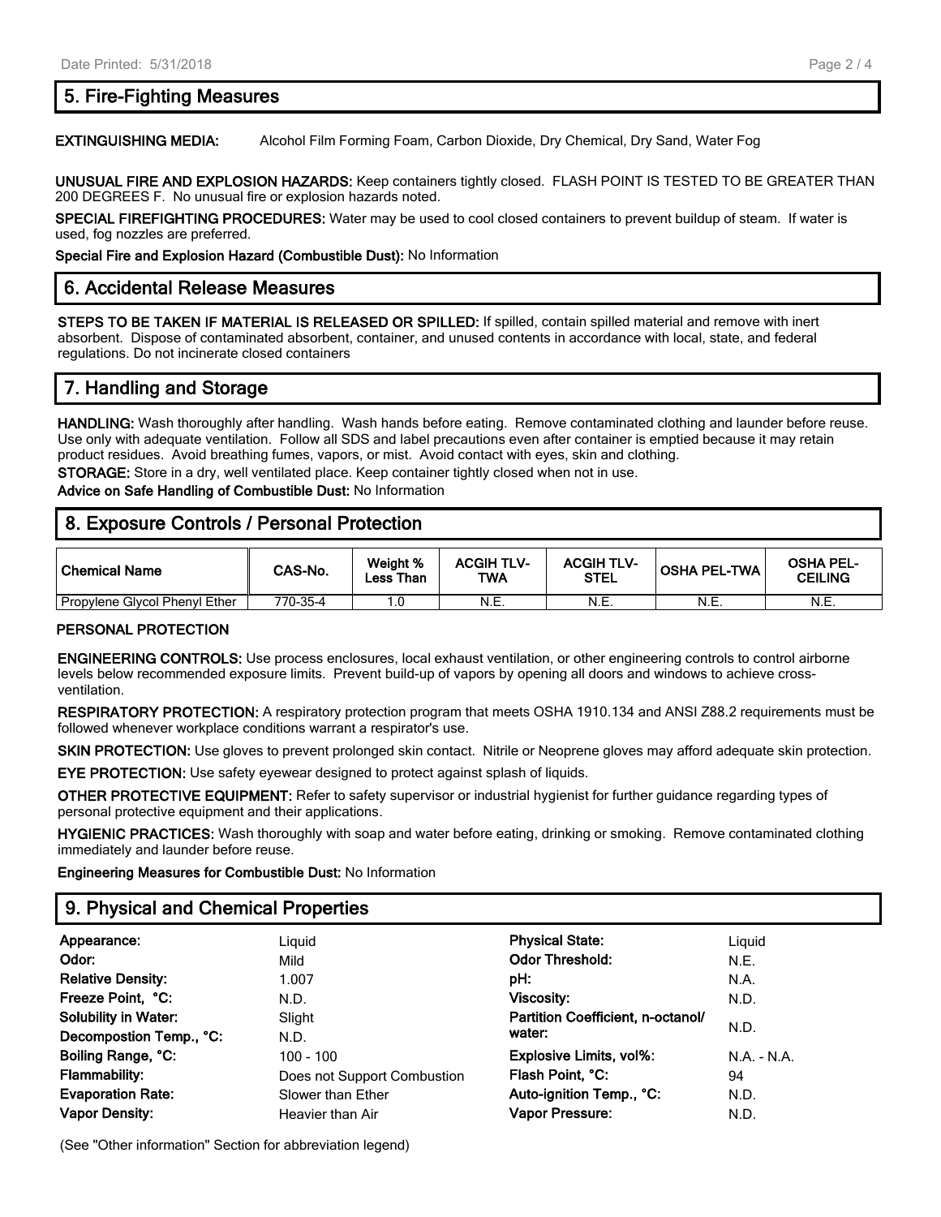## 5. Fire-Fighting Measures

**EXTINGUISHING MEDIA:** Alcohol Film Forming Foam, Carbon Dioxide, Dry Chemical, Dry Sand, Water Fog

**UNUSUAL FIRE AND EXPLOSION HAZARDS:** Keep containers tightly closed. FLASH POINT IS TESTED TO BE GREATER THAN 200 DEGREES F. No unusual fire or explosion hazards noted.

**SPECIAL FIREFIGHTING PROCEDURES:** Water may be used to cool closed containers to prevent buildup of steam. If water is used, fog nozzles are preferred.

**Special Fire and Explosion Hazard (Combustible Dust):** No Information

## 6. Accidental Release Measures

**STEPS TO BE TAKEN IF MATERIAL IS RELEASED OR SPILLED:** If spilled, contain spilled material and remove with inert absorbent. Dispose of contaminated absorbent, container, and unused contents in accordance with local, state, and federal regulations. Do not incinerate closed containers

## 7. Handling and Storage

**HANDLING:** Wash thoroughly after handling. Wash hands before eating. Remove contaminated clothing and launder before reuse. Use only with adequate ventilation. Follow all SDS and label precautions even after container is emptied because it may retain product residues. Avoid breathing fumes, vapors, or mist. Avoid contact with eyes, skin and clothing.

**STORAGE:** Store in a dry, well ventilated place. Keep container tightly closed when not in use.

**Advice on Safe Handling of Combustible Dust:** No Information

## 8. Exposure Controls / Personal Protection

| Chemical Name | CAS-No. | Weight % Less Than | ACGIH TLV-TWA | ACGIH TLV-STEL | OSHA PEL-TWA | OSHA PEL-CEILING |
|---|---|---|---|---|---|---|
| Propylene Glycol Phenyl Ether | 770-35-4 | 1.0 | N.E. | N.E. | N.E. | N.E. |

### PERSONAL PROTECTION

**ENGINEERING CONTROLS:** Use process enclosures, local exhaust ventilation, or other engineering controls to control airborne levels below recommended exposure limits. Prevent build-up of vapors by opening all doors and windows to achieve cross-ventilation.

**RESPIRATORY PROTECTION:** A respiratory protection program that meets OSHA 1910.134 and ANSI Z88.2 requirements must be followed whenever workplace conditions warrant a respirator's use.

**SKIN PROTECTION:** Use gloves to prevent prolonged skin contact. Nitrile or Neoprene gloves may afford adequate skin protection.

**EYE PROTECTION:** Use safety eyewear designed to protect against splash of liquids.

**OTHER PROTECTIVE EQUIPMENT:** Refer to safety supervisor or industrial hygienist for further guidance regarding types of personal protective equipment and their applications.

**HYGIENIC PRACTICES:** Wash thoroughly with soap and water before eating, drinking or smoking. Remove contaminated clothing immediately and launder before reuse.

**Engineering Measures for Combustible Dust:** No Information

## 9. Physical and Chemical Properties

| | | | |
|---|---|---|---|
| **Appearance:** | Liquid | **Physical State:** | Liquid |
| **Odor:** | Mild | **Odor Threshold:** | N.E. |
| **Relative Density:** | 1.007 | **pH:** | N.A. |
| **Freeze Point, °C:** | N.D. | **Viscosity:** | N.D. |
| **Solubility in Water:** | Slight | **Partition Coefficient, n-octanol/ water:** | N.D. |
| **Decompostion Temp., °C:** | N.D. | | |
| **Boiling Range, °C:** | 100 - 100 | **Explosive Limits, vol%:** | N.A. - N.A. |
| **Flammability:** | Does not Support Combustion | **Flash Point, °C:** | 94 |
| **Evaporation Rate:** | Slower than Ether | **Auto-ignition Temp., °C:** | N.D. |
| **Vapor Density:** | Heavier than Air | **Vapor Pressure:** | N.D. |

(See "Other information" Section for abbreviation legend)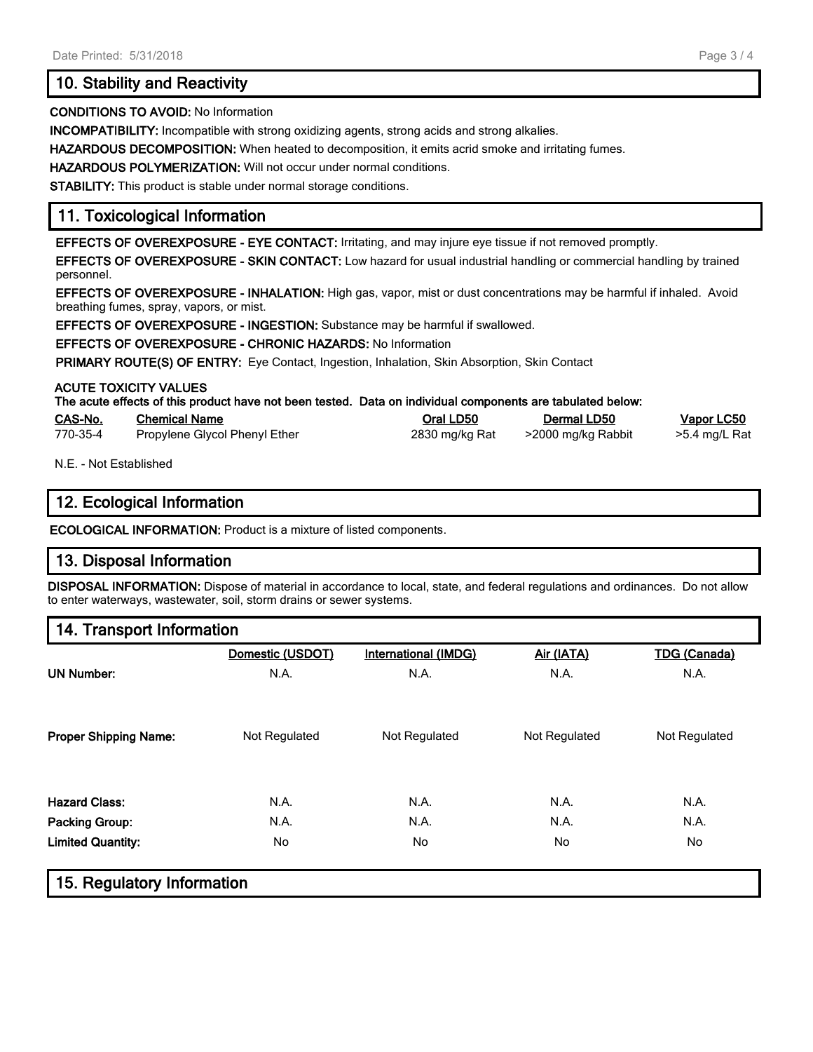## 10. Stability and Reactivity

**CONDITIONS TO AVOID:** No Information

**INCOMPATIBILITY:** Incompatible with strong oxidizing agents, strong acids and strong alkalies.

**HAZARDOUS DECOMPOSITION:** When heated to decomposition, it emits acrid smoke and irritating fumes.

**HAZARDOUS POLYMERIZATION:** Will not occur under normal conditions.

**STABILITY:** This product is stable under normal storage conditions.

## 11. Toxicological Information

**EFFECTS OF OVEREXPOSURE - EYE CONTACT:** Irritating, and may injure eye tissue if not removed promptly.

**EFFECTS OF OVEREXPOSURE - SKIN CONTACT:** Low hazard for usual industrial handling or commercial handling by trained personnel.

**EFFECTS OF OVEREXPOSURE - INHALATION:** High gas, vapor, mist or dust concentrations may be harmful if inhaled. Avoid breathing fumes, spray, vapors, or mist.

**EFFECTS OF OVEREXPOSURE - INGESTION:** Substance may be harmful if swallowed.

**EFFECTS OF OVEREXPOSURE - CHRONIC HAZARDS:** No Information

**PRIMARY ROUTE(S) OF ENTRY:** Eye Contact, Ingestion, Inhalation, Skin Absorption, Skin Contact

**ACUTE TOXICITY VALUES**

**The acute effects of this product have not been tested. Data on individual components are tabulated below:**

| CAS-No. | Chemical Name | Oral LD50 | Dermal LD50 | Vapor LC50 |
|---|---|---|---|---|
| 770-35-4 | Propylene Glycol Phenyl Ether | 2830 mg/kg Rat | >2000 mg/kg Rabbit | >5.4 mg/L Rat |

N.E. - Not Established

## 12. Ecological Information

**ECOLOGICAL INFORMATION:** Product is a mixture of listed components.

## 13. Disposal Information

**DISPOSAL INFORMATION:** Dispose of material in accordance to local, state, and federal regulations and ordinances. Do not allow to enter waterways, wastewater, soil, storm drains or sewer systems.

## 14. Transport Information

| | Domestic (USDOT) | International (IMDG) | Air (IATA) | TDG (Canada) |
|---|---|---|---|---|
| **UN Number:** | N.A. | N.A. | N.A. | N.A. |
| **Proper Shipping Name:** | Not Regulated | Not Regulated | Not Regulated | Not Regulated |
| **Hazard Class:** | N.A. | N.A. | N.A. | N.A. |
| **Packing Group:** | N.A. | N.A. | N.A. | N.A. |
| **Limited Quantity:** | No | No | No | No |

## 15. Regulatory Information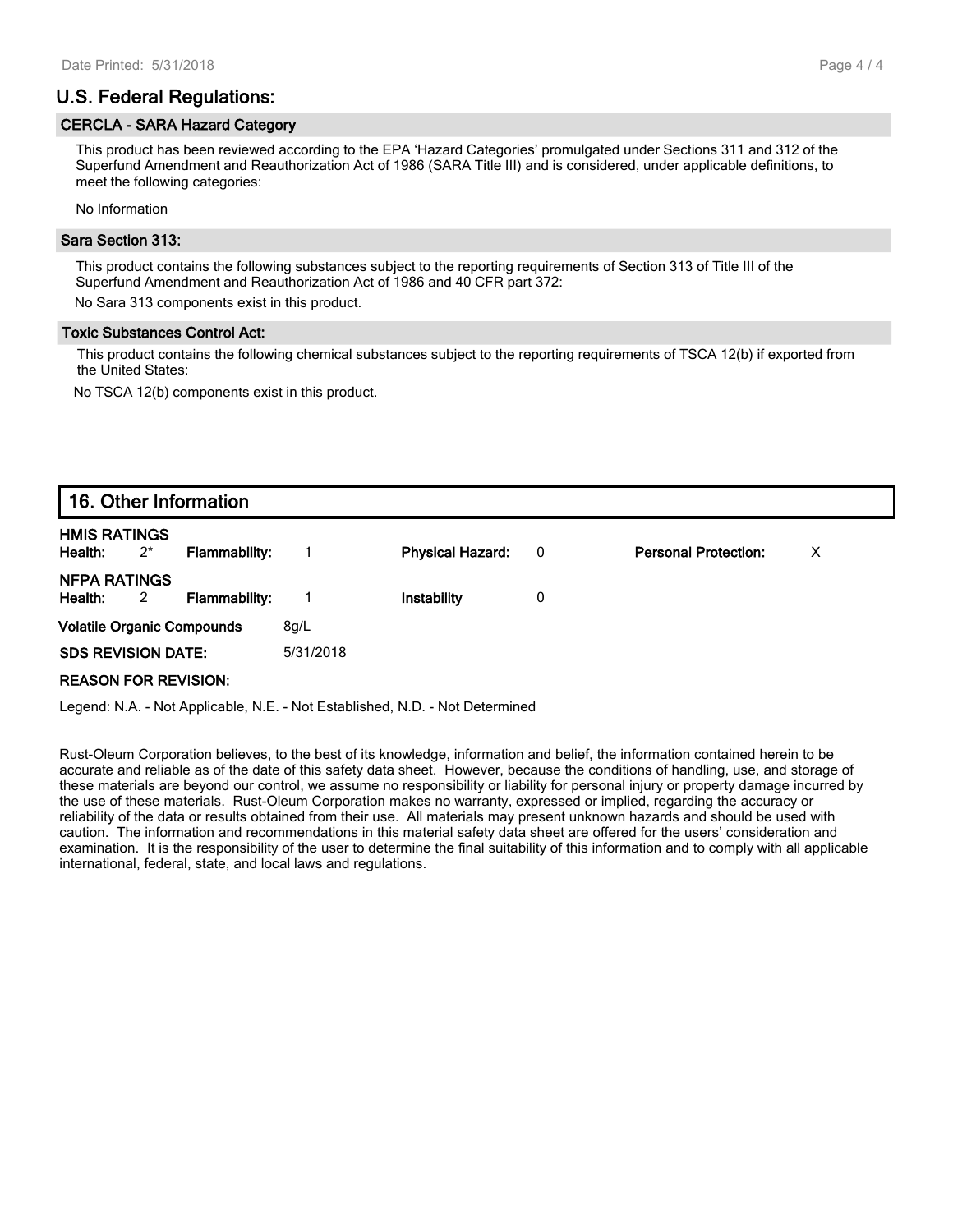## U.S. Federal Regulations:

### CERCLA - SARA Hazard Category

This product has been reviewed according to the EPA 'Hazard Categories' promulgated under Sections 311 and 312 of the Superfund Amendment and Reauthorization Act of 1986 (SARA Title III) and is considered, under applicable definitions, to meet the following categories:

No Information

### Sara Section 313:

This product contains the following substances subject to the reporting requirements of Section 313 of Title III of the Superfund Amendment and Reauthorization Act of 1986 and 40 CFR part 372:

No Sara 313 components exist in this product.

### Toxic Substances Control Act:

This product contains the following chemical substances subject to the reporting requirements of TSCA 12(b) if exported from the United States:

No TSCA 12(b) components exist in this product.

## 16. Other Information

**HMIS RATINGS**

| | | | | | | | |
|---|---|---|---|---|---|---|---|
| **Health:** | 2* | **Flammability:** | 1 | **Physical Hazard:** | 0 | **Personal Protection:** | X |

**NFPA RATINGS**

| | | | | | |
|---|---|---|---|---|---|
| **Health:** | 2 | **Flammability:** | 1 | **Instability** | 0 |

**Volatile Organic Compounds** 8g/L

**SDS REVISION DATE:** 5/31/2018

**REASON FOR REVISION:**

Legend: N.A. - Not Applicable, N.E. - Not Established, N.D. - Not Determined

Rust-Oleum Corporation believes, to the best of its knowledge, information and belief, the information contained herein to be accurate and reliable as of the date of this safety data sheet. However, because the conditions of handling, use, and storage of these materials are beyond our control, we assume no responsibility or liability for personal injury or property damage incurred by the use of these materials. Rust-Oleum Corporation makes no warranty, expressed or implied, regarding the accuracy or reliability of the data or results obtained from their use. All materials may present unknown hazards and should be used with caution. The information and recommendations in this material safety data sheet are offered for the users' consideration and examination. It is the responsibility of the user to determine the final suitability of this information and to comply with all applicable international, federal, state, and local laws and regulations.